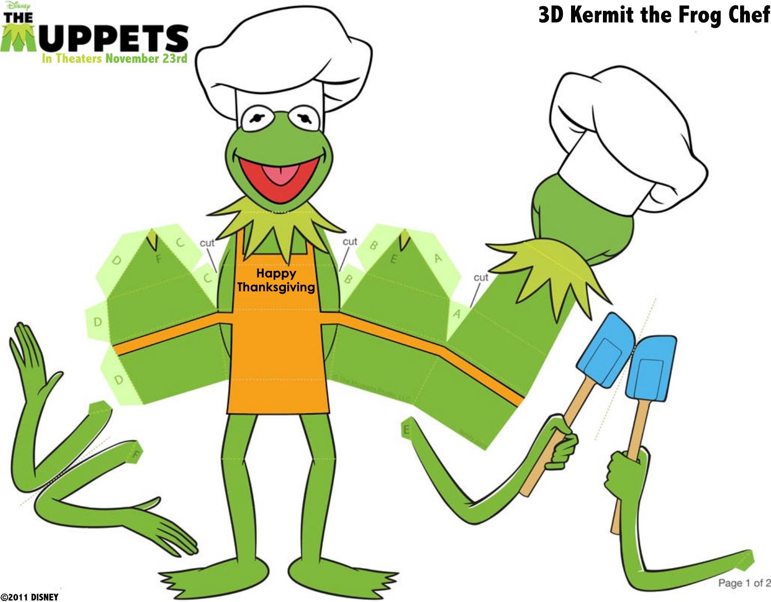# 3D Kermit the Frog Chef

THE MUPPETS

In Theaters November 23rd

cut

cut

cut

Happy Thanksgiving

©2011 DISNEY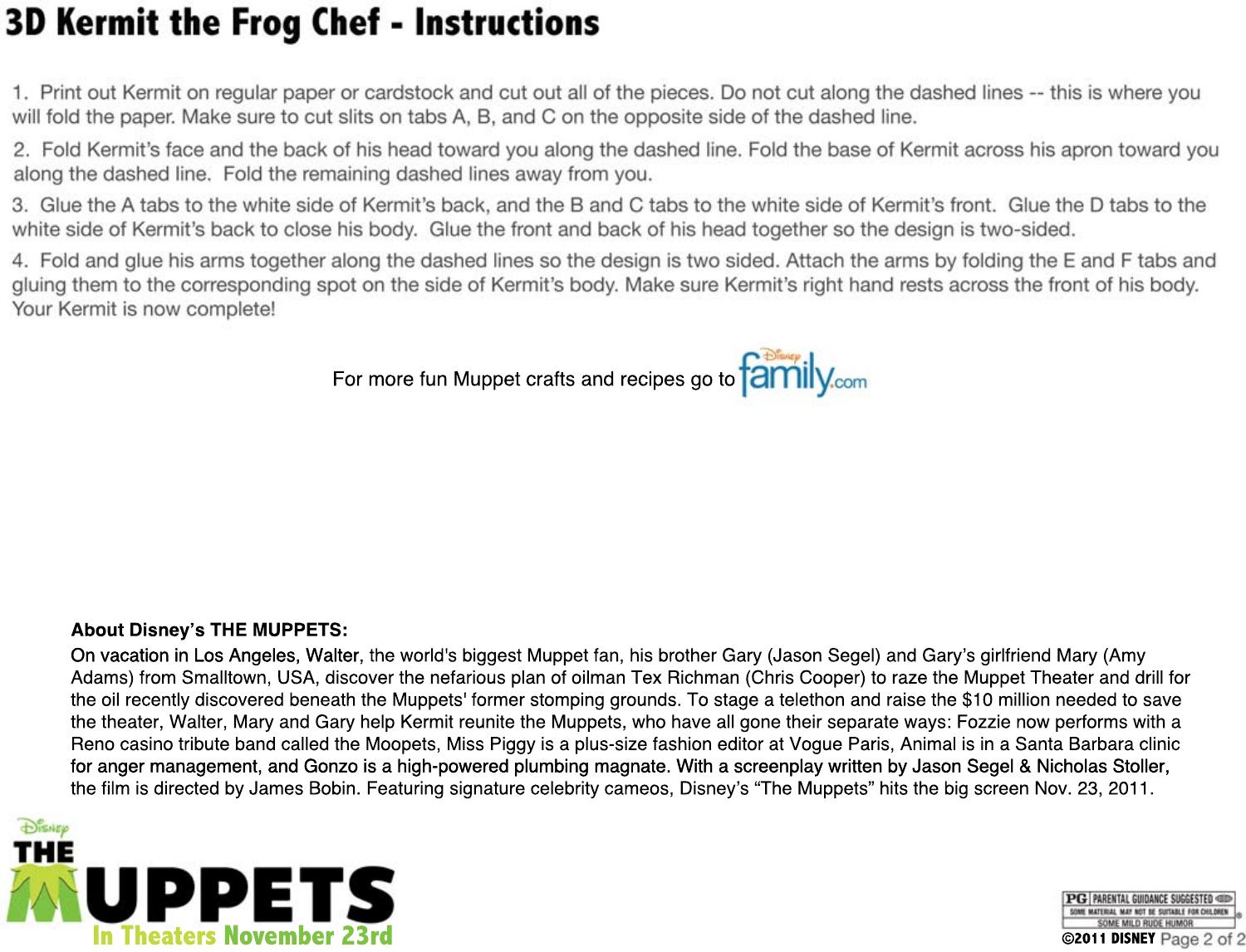# 3D Kermit the Frog Chef - Instructions

1. Print out Kermit on regular paper or cardstock and cut out all of the pieces. Do not cut along the dashed lines -- this is where you will fold the paper. Make sure to cut slits on tabs A, B, and C on the opposite side of the dashed line.
2. Fold Kermit's face and the back of his head toward you along the dashed line. Fold the base of Kermit across his apron toward you along the dashed line. Fold the remaining dashed lines away from you.
3. Glue the A tabs to the white side of Kermit's back, and the B and C tabs to the white side of Kermit's front. Glue the D tabs to the white side of Kermit's back to close his body. Glue the front and back of his head together so the design is two-sided.
4. Fold and glue his arms together along the dashed lines so the design is two sided. Attach the arms by folding the E and F tabs and gluing them to the corresponding spot on the side of Kermit's body. Make sure Kermit's right hand rests across the front of his body. Your Kermit is now complete!

For more fun Muppet crafts and recipes go to Disney family.com

**About Disney's THE MUPPETS:**

On vacation in Los Angeles, Walter, the world's biggest Muppet fan, his brother Gary (Jason Segel) and Gary's girlfriend Mary (Amy Adams) from Smalltown, USA, discover the nefarious plan of oilman Tex Richman (Chris Cooper) to raze the Muppet Theater and drill for the oil recently discovered beneath the Muppets' former stomping grounds. To stage a telethon and raise the $10 million needed to save the theater, Walter, Mary and Gary help Kermit reunite the Muppets, who have all gone their separate ways: Fozzie now performs with a Reno casino tribute band called the Moopets, Miss Piggy is a plus-size fashion editor at Vogue Paris, Animal is in a Santa Barbara clinic for anger management, and Gonzo is a high-powered plumbing magnate. With a screenplay written by Jason Segel & Nicholas Stoller, the film is directed by James Bobin. Featuring signature celebrity cameos, Disney's "The Muppets" hits the big screen Nov. 23, 2011.

Disney THE MUPPETS

In Theaters November 23rd

PG PARENTAL GUIDANCE SUGGESTED
SOME MATERIAL MAY NOT BE SUITABLE FOR CHILDREN
SOME MILD RUDE HUMOR

©2011 DISNEY